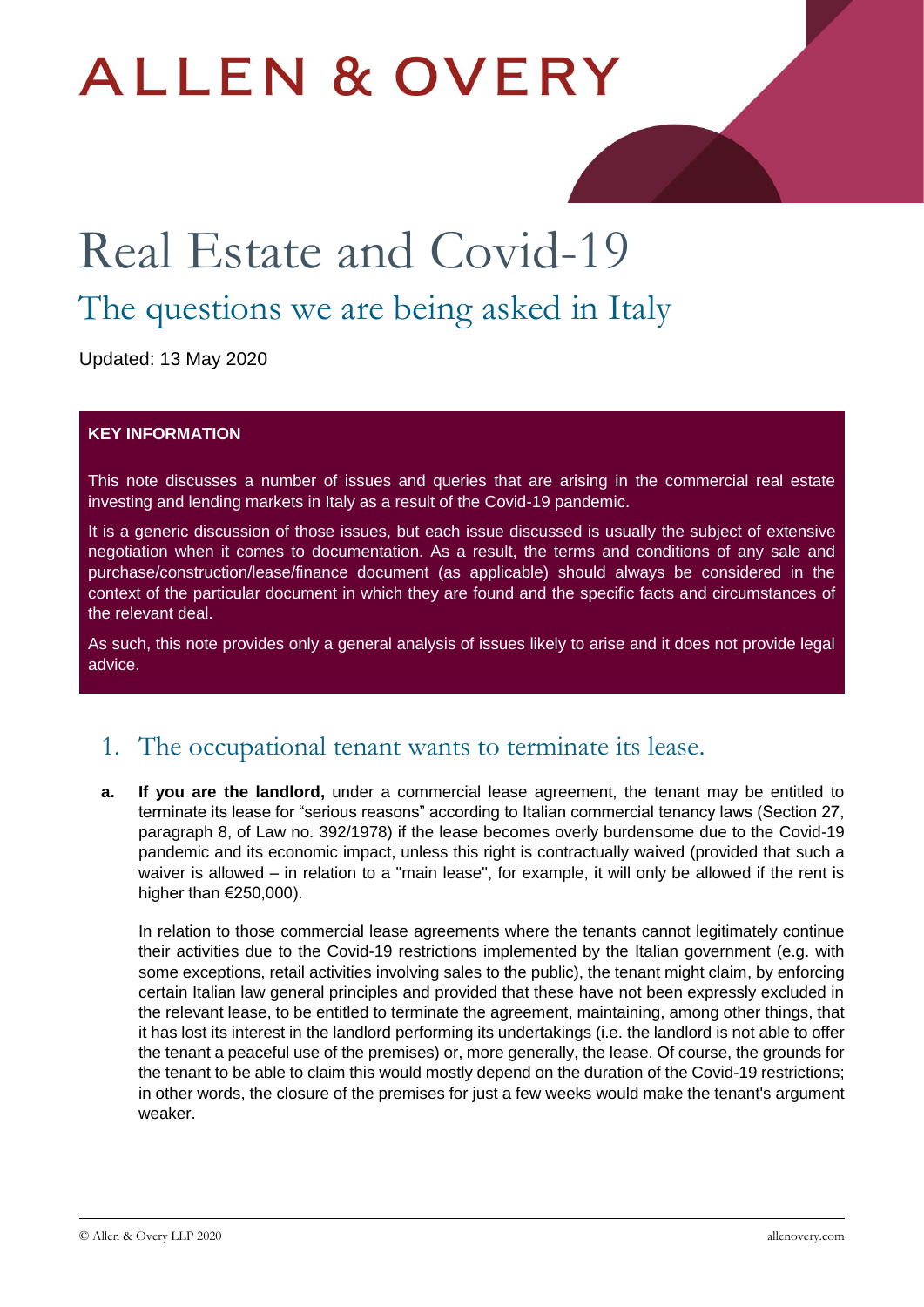ALLEN & OVERY

# Real Estate and Covid-19

## The questions we are being asked in Italy

Updated: 13 May 2020

**KEY INFORMATION**

This note discusses a number of issues and queries that are arising in the commercial real estate investing and lending markets in Italy as a result of the Covid-19 pandemic.

It is a generic discussion of those issues, but each issue discussed is usually the subject of extensive negotiation when it comes to documentation. As a result, the terms and conditions of any sale and purchase/construction/lease/finance document (as applicable) should always be considered in the context of the particular document in which they are found and the specific facts and circumstances of the relevant deal.

As such, this note provides only a general analysis of issues likely to arise and it does not provide legal advice.

## 1. The occupational tenant wants to terminate its lease.

**a.** **If you are the landlord,** under a commercial lease agreement, the tenant may be entitled to terminate its lease for "serious reasons" according to Italian commercial tenancy laws (Section 27, paragraph 8, of Law no. 392/1978) if the lease becomes overly burdensome due to the Covid-19 pandemic and its economic impact, unless this right is contractually waived (provided that such a waiver is allowed – in relation to a "main lease", for example, it will only be allowed if the rent is higher than €250,000).

In relation to those commercial lease agreements where the tenants cannot legitimately continue their activities due to the Covid-19 restrictions implemented by the Italian government (e.g. with some exceptions, retail activities involving sales to the public), the tenant might claim, by enforcing certain Italian law general principles and provided that these have not been expressly excluded in the relevant lease, to be entitled to terminate the agreement, maintaining, among other things, that it has lost its interest in the landlord performing its undertakings (i.e. the landlord is not able to offer the tenant a peaceful use of the premises) or, more generally, the lease. Of course, the grounds for the tenant to be able to claim this would mostly depend on the duration of the Covid-19 restrictions; in other words, the closure of the premises for just a few weeks would make the tenant's argument weaker.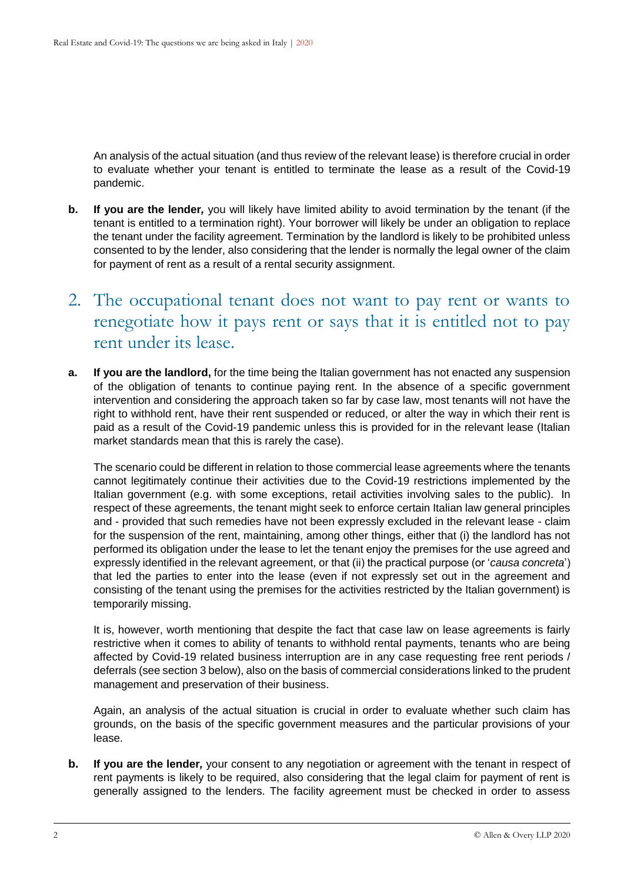An analysis of the actual situation (and thus review of the relevant lease) is therefore crucial in order to evaluate whether your tenant is entitled to terminate the lease as a result of the Covid-19 pandemic.

**b. If you are the lender,** you will likely have limited ability to avoid termination by the tenant (if the tenant is entitled to a termination right). Your borrower will likely be under an obligation to replace the tenant under the facility agreement. Termination by the landlord is likely to be prohibited unless consented to by the lender, also considering that the lender is normally the legal owner of the claim for payment of rent as a result of a rental security assignment.

## 2. The occupational tenant does not want to pay rent or wants to renegotiate how it pays rent or says that it is entitled not to pay rent under its lease.

**a. If you are the landlord,** for the time being the Italian government has not enacted any suspension of the obligation of tenants to continue paying rent. In the absence of a specific government intervention and considering the approach taken so far by case law, most tenants will not have the right to withhold rent, have their rent suspended or reduced, or alter the way in which their rent is paid as a result of the Covid-19 pandemic unless this is provided for in the relevant lease (Italian market standards mean that this is rarely the case).

The scenario could be different in relation to those commercial lease agreements where the tenants cannot legitimately continue their activities due to the Covid-19 restrictions implemented by the Italian government (e.g. with some exceptions, retail activities involving sales to the public). In respect of these agreements, the tenant might seek to enforce certain Italian law general principles and - provided that such remedies have not been expressly excluded in the relevant lease - claim for the suspension of the rent, maintaining, among other things, either that (i) the landlord has not performed its obligation under the lease to let the tenant enjoy the premises for the use agreed and expressly identified in the relevant agreement, or that (ii) the practical purpose (or '*causa concreta*') that led the parties to enter into the lease (even if not expressly set out in the agreement and consisting of the tenant using the premises for the activities restricted by the Italian government) is temporarily missing.

It is, however, worth mentioning that despite the fact that case law on lease agreements is fairly restrictive when it comes to ability of tenants to withhold rental payments, tenants who are being affected by Covid-19 related business interruption are in any case requesting free rent periods / deferrals (see section 3 below), also on the basis of commercial considerations linked to the prudent management and preservation of their business.

Again, an analysis of the actual situation is crucial in order to evaluate whether such claim has grounds, on the basis of the specific government measures and the particular provisions of your lease.

**b. If you are the lender,** your consent to any negotiation or agreement with the tenant in respect of rent payments is likely to be required, also considering that the legal claim for payment of rent is generally assigned to the lenders. The facility agreement must be checked in order to assess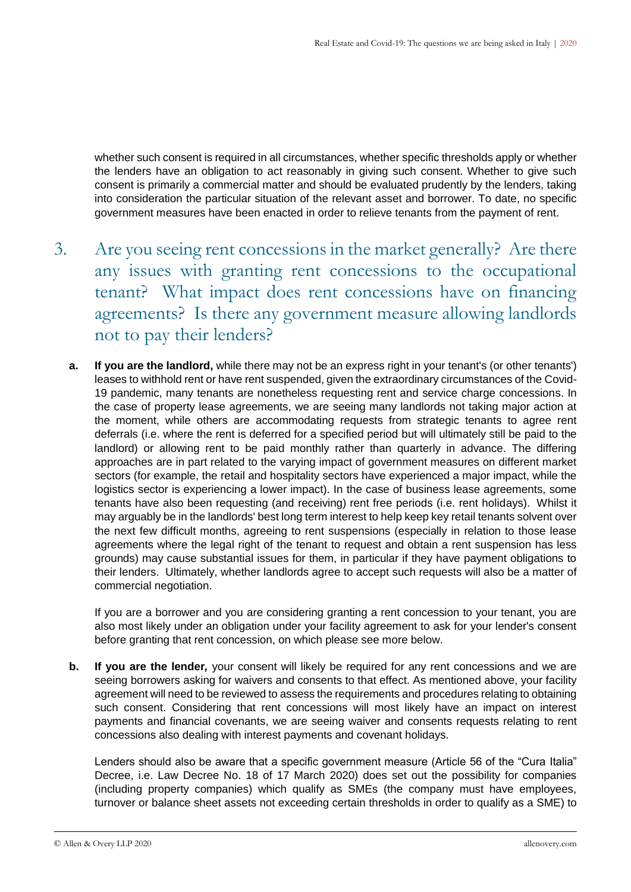whether such consent is required in all circumstances, whether specific thresholds apply or whether the lenders have an obligation to act reasonably in giving such consent. Whether to give such consent is primarily a commercial matter and should be evaluated prudently by the lenders, taking into consideration the particular situation of the relevant asset and borrower. To date, no specific government measures have been enacted in order to relieve tenants from the payment of rent.

## 3. Are you seeing rent concessions in the market generally? Are there any issues with granting rent concessions to the occupational tenant? What impact does rent concessions have on financing agreements? Is there any government measure allowing landlords not to pay their lenders?

**a. If you are the landlord,** while there may not be an express right in your tenant's (or other tenants') leases to withhold rent or have rent suspended, given the extraordinary circumstances of the Covid-19 pandemic, many tenants are nonetheless requesting rent and service charge concessions. In the case of property lease agreements, we are seeing many landlords not taking major action at the moment, while others are accommodating requests from strategic tenants to agree rent deferrals (i.e. where the rent is deferred for a specified period but will ultimately still be paid to the landlord) or allowing rent to be paid monthly rather than quarterly in advance. The differing approaches are in part related to the varying impact of government measures on different market sectors (for example, the retail and hospitality sectors have experienced a major impact, while the logistics sector is experiencing a lower impact). In the case of business lease agreements, some tenants have also been requesting (and receiving) rent free periods (i.e. rent holidays). Whilst it may arguably be in the landlords' best long term interest to help keep key retail tenants solvent over the next few difficult months, agreeing to rent suspensions (especially in relation to those lease agreements where the legal right of the tenant to request and obtain a rent suspension has less grounds) may cause substantial issues for them, in particular if they have payment obligations to their lenders. Ultimately, whether landlords agree to accept such requests will also be a matter of commercial negotiation.

If you are a borrower and you are considering granting a rent concession to your tenant, you are also most likely under an obligation under your facility agreement to ask for your lender's consent before granting that rent concession, on which please see more below.

**b. If you are the lender,** your consent will likely be required for any rent concessions and we are seeing borrowers asking for waivers and consents to that effect. As mentioned above, your facility agreement will need to be reviewed to assess the requirements and procedures relating to obtaining such consent. Considering that rent concessions will most likely have an impact on interest payments and financial covenants, we are seeing waiver and consents requests relating to rent concessions also dealing with interest payments and covenant holidays.

Lenders should also be aware that a specific government measure (Article 56 of the "Cura Italia" Decree, i.e. Law Decree No. 18 of 17 March 2020) does set out the possibility for companies (including property companies) which qualify as SMEs (the company must have employees, turnover or balance sheet assets not exceeding certain thresholds in order to qualify as a SME) to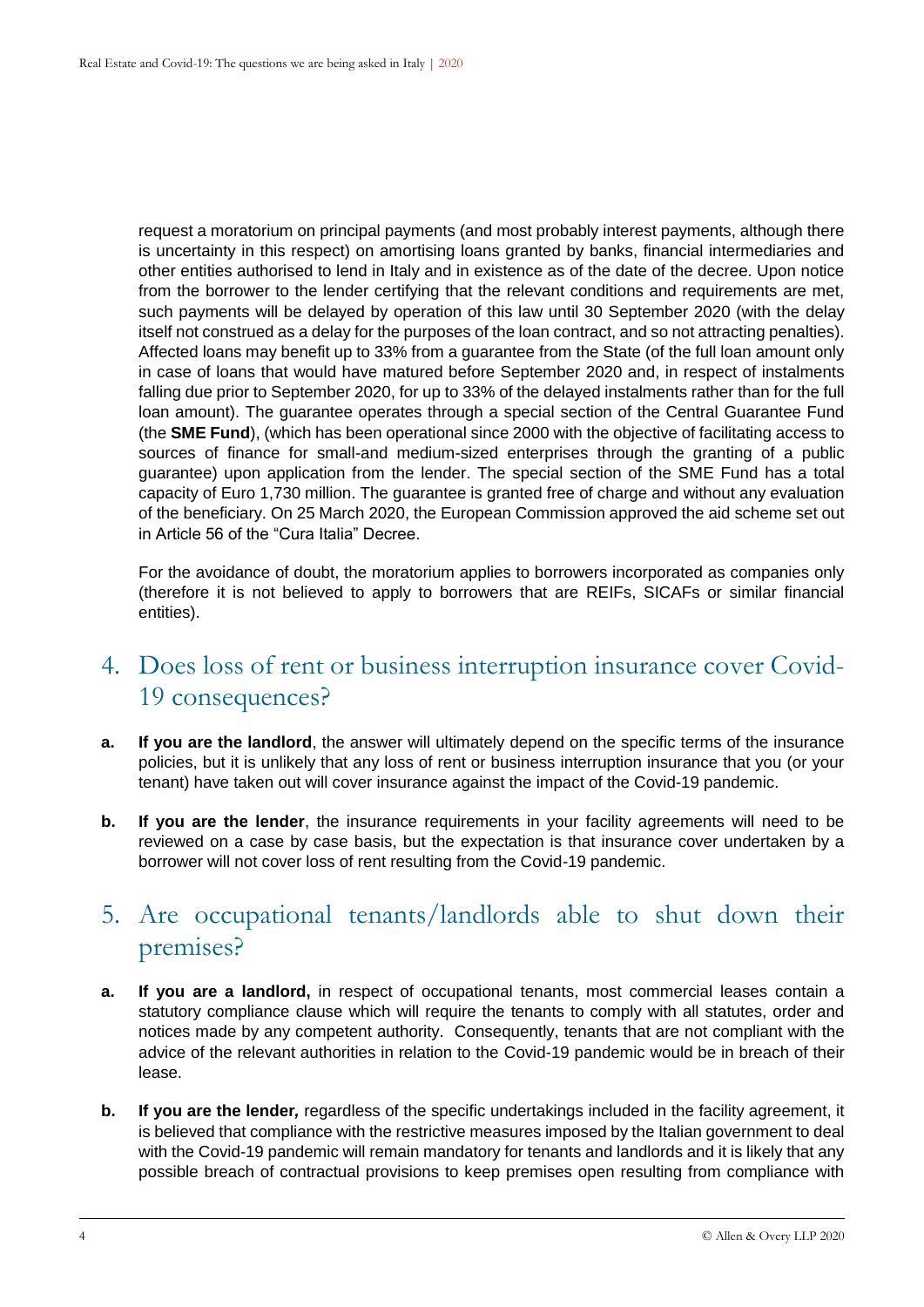request a moratorium on principal payments (and most probably interest payments, although there is uncertainty in this respect) on amortising loans granted by banks, financial intermediaries and other entities authorised to lend in Italy and in existence as of the date of the decree. Upon notice from the borrower to the lender certifying that the relevant conditions and requirements are met, such payments will be delayed by operation of this law until 30 September 2020 (with the delay itself not construed as a delay for the purposes of the loan contract, and so not attracting penalties). Affected loans may benefit up to 33% from a guarantee from the State (of the full loan amount only in case of loans that would have matured before September 2020 and, in respect of instalments falling due prior to September 2020, for up to 33% of the delayed instalments rather than for the full loan amount). The guarantee operates through a special section of the Central Guarantee Fund (the **SME Fund**), (which has been operational since 2000 with the objective of facilitating access to sources of finance for small-and medium-sized enterprises through the granting of a public guarantee) upon application from the lender. The special section of the SME Fund has a total capacity of Euro 1,730 million. The guarantee is granted free of charge and without any evaluation of the beneficiary. On 25 March 2020, the European Commission approved the aid scheme set out in Article 56 of the "Cura Italia" Decree.

For the avoidance of doubt, the moratorium applies to borrowers incorporated as companies only (therefore it is not believed to apply to borrowers that are REIFs, SICAFs or similar financial entities).

## 4. Does loss of rent or business interruption insurance cover Covid-19 consequences?

**a.** **If you are the landlord**, the answer will ultimately depend on the specific terms of the insurance policies, but it is unlikely that any loss of rent or business interruption insurance that you (or your tenant) have taken out will cover insurance against the impact of the Covid-19 pandemic.

**b.** **If you are the lender**, the insurance requirements in your facility agreements will need to be reviewed on a case by case basis, but the expectation is that insurance cover undertaken by a borrower will not cover loss of rent resulting from the Covid-19 pandemic.

## 5. Are occupational tenants/landlords able to shut down their premises?

**a.** **If you are a landlord,** in respect of occupational tenants, most commercial leases contain a statutory compliance clause which will require the tenants to comply with all statutes, order and notices made by any competent authority. Consequently, tenants that are not compliant with the advice of the relevant authorities in relation to the Covid-19 pandemic would be in breach of their lease.

**b.** **If you are the lender*,*** regardless of the specific undertakings included in the facility agreement, it is believed that compliance with the restrictive measures imposed by the Italian government to deal with the Covid-19 pandemic will remain mandatory for tenants and landlords and it is likely that any possible breach of contractual provisions to keep premises open resulting from compliance with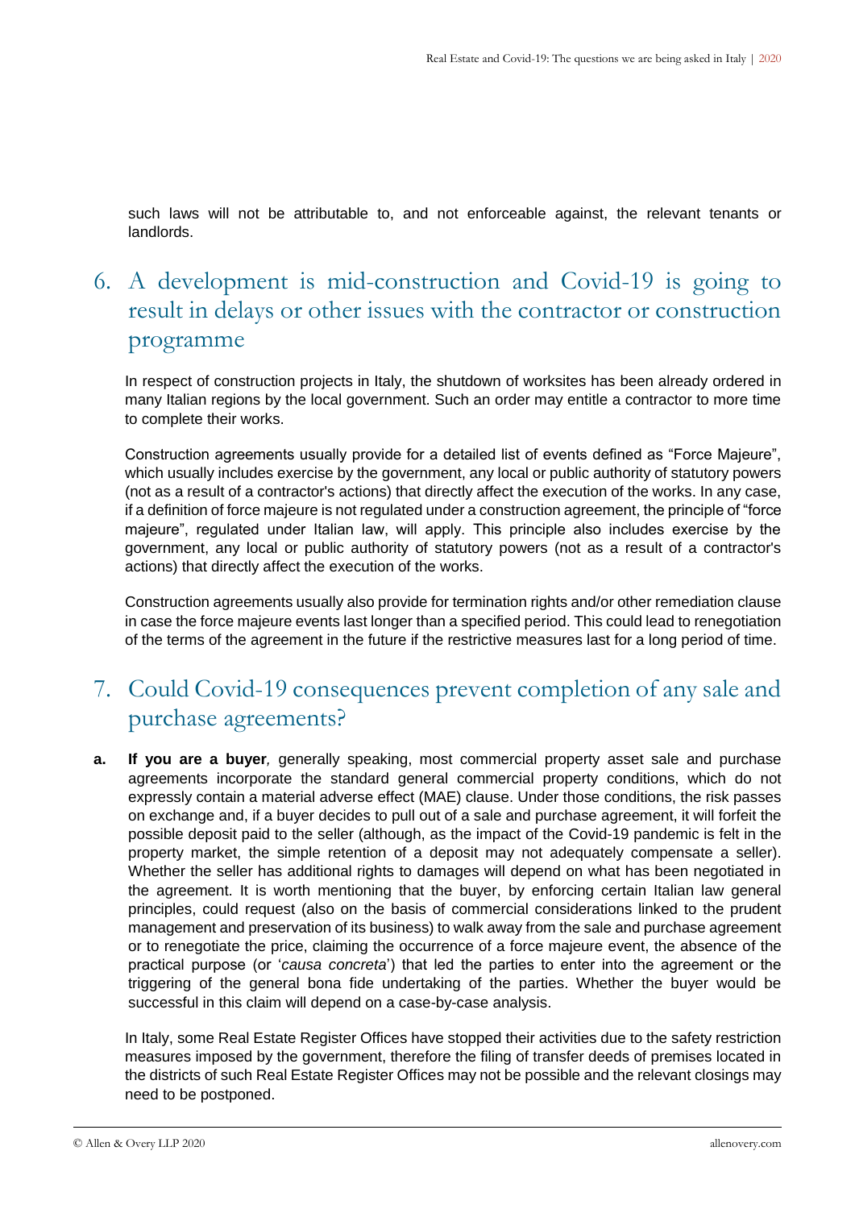such laws will not be attributable to, and not enforceable against, the relevant tenants or landlords.

## 6. A development is mid-construction and Covid-19 is going to result in delays or other issues with the contractor or construction programme

In respect of construction projects in Italy, the shutdown of worksites has been already ordered in many Italian regions by the local government. Such an order may entitle a contractor to more time to complete their works.

Construction agreements usually provide for a detailed list of events defined as "Force Majeure", which usually includes exercise by the government, any local or public authority of statutory powers (not as a result of a contractor's actions) that directly affect the execution of the works. In any case, if a definition of force majeure is not regulated under a construction agreement, the principle of "force majeure", regulated under Italian law, will apply. This principle also includes exercise by the government, any local or public authority of statutory powers (not as a result of a contractor's actions) that directly affect the execution of the works.

Construction agreements usually also provide for termination rights and/or other remediation clause in case the force majeure events last longer than a specified period. This could lead to renegotiation of the terms of the agreement in the future if the restrictive measures last for a long period of time.

## 7. Could Covid-19 consequences prevent completion of any sale and purchase agreements?

**a. If you are a buyer***,* generally speaking, most commercial property asset sale and purchase agreements incorporate the standard general commercial property conditions, which do not expressly contain a material adverse effect (MAE) clause. Under those conditions, the risk passes on exchange and, if a buyer decides to pull out of a sale and purchase agreement, it will forfeit the possible deposit paid to the seller (although, as the impact of the Covid-19 pandemic is felt in the property market, the simple retention of a deposit may not adequately compensate a seller). Whether the seller has additional rights to damages will depend on what has been negotiated in the agreement. It is worth mentioning that the buyer, by enforcing certain Italian law general principles, could request (also on the basis of commercial considerations linked to the prudent management and preservation of its business) to walk away from the sale and purchase agreement or to renegotiate the price, claiming the occurrence of a force majeure event, the absence of the practical purpose (or '*causa concreta*') that led the parties to enter into the agreement or the triggering of the general bona fide undertaking of the parties. Whether the buyer would be successful in this claim will depend on a case-by-case analysis.

In Italy, some Real Estate Register Offices have stopped their activities due to the safety restriction measures imposed by the government, therefore the filing of transfer deeds of premises located in the districts of such Real Estate Register Offices may not be possible and the relevant closings may need to be postponed.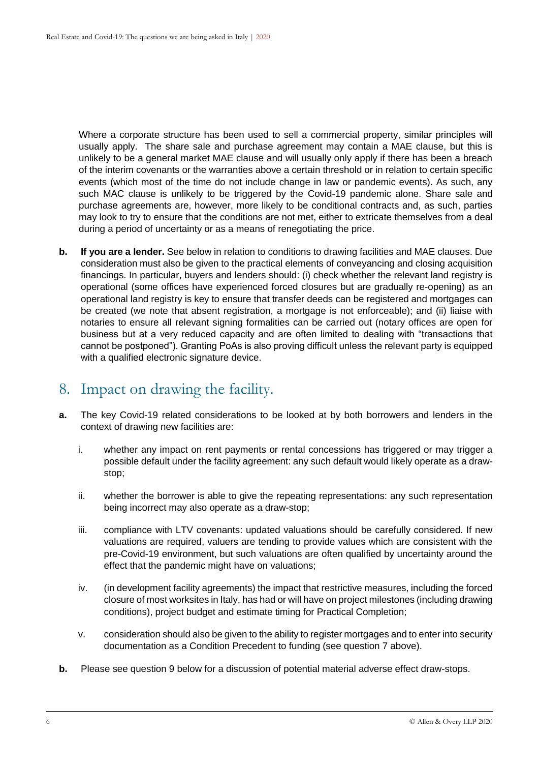Where a corporate structure has been used to sell a commercial property, similar principles will usually apply. The share sale and purchase agreement may contain a MAE clause, but this is unlikely to be a general market MAE clause and will usually only apply if there has been a breach of the interim covenants or the warranties above a certain threshold or in relation to certain specific events (which most of the time do not include change in law or pandemic events). As such, any such MAC clause is unlikely to be triggered by the Covid-19 pandemic alone. Share sale and purchase agreements are, however, more likely to be conditional contracts and, as such, parties may look to try to ensure that the conditions are not met, either to extricate themselves from a deal during a period of uncertainty or as a means of renegotiating the price.

**b.** **If you are a lender.** See below in relation to conditions to drawing facilities and MAE clauses. Due consideration must also be given to the practical elements of conveyancing and closing acquisition financings. In particular, buyers and lenders should: (i) check whether the relevant land registry is operational (some offices have experienced forced closures but are gradually re-opening) as an operational land registry is key to ensure that transfer deeds can be registered and mortgages can be created (we note that absent registration, a mortgage is not enforceable); and (ii) liaise with notaries to ensure all relevant signing formalities can be carried out (notary offices are open for business but at a very reduced capacity and are often limited to dealing with "transactions that cannot be postponed"). Granting PoAs is also proving difficult unless the relevant party is equipped with a qualified electronic signature device.

## 8. Impact on drawing the facility.

**a.** The key Covid-19 related considerations to be looked at by both borrowers and lenders in the context of drawing new facilities are:

i. whether any impact on rent payments or rental concessions has triggered or may trigger a possible default under the facility agreement: any such default would likely operate as a draw-stop;

ii. whether the borrower is able to give the repeating representations: any such representation being incorrect may also operate as a draw-stop;

iii. compliance with LTV covenants: updated valuations should be carefully considered. If new valuations are required, valuers are tending to provide values which are consistent with the pre-Covid-19 environment, but such valuations are often qualified by uncertainty around the effect that the pandemic might have on valuations;

iv. (in development facility agreements) the impact that restrictive measures, including the forced closure of most worksites in Italy, has had or will have on project milestones (including drawing conditions), project budget and estimate timing for Practical Completion;

v. consideration should also be given to the ability to register mortgages and to enter into security documentation as a Condition Precedent to funding (see question 7 above).

**b.** Please see question 9 below for a discussion of potential material adverse effect draw-stops.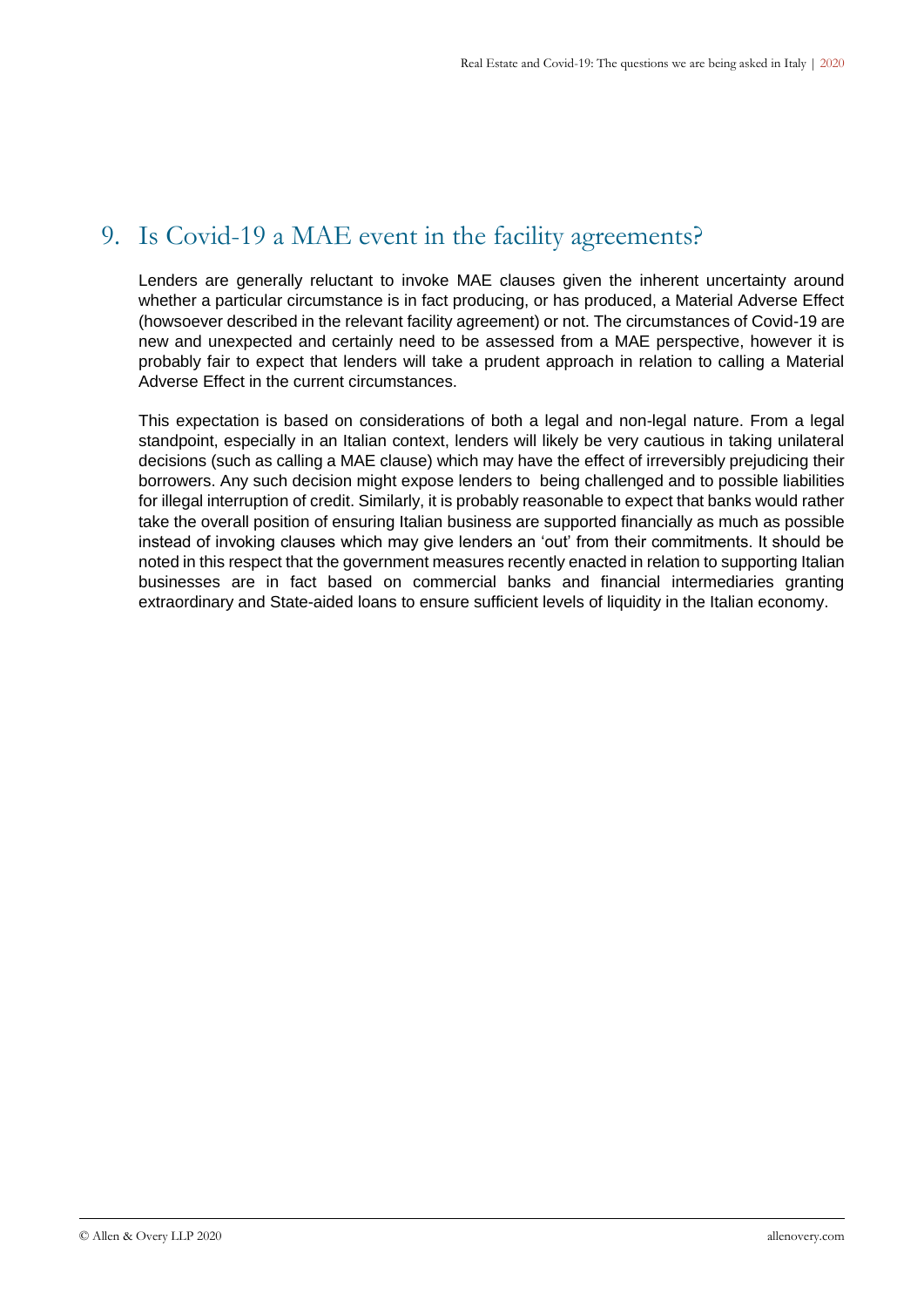## 9. Is Covid-19 a MAE event in the facility agreements?

Lenders are generally reluctant to invoke MAE clauses given the inherent uncertainty around whether a particular circumstance is in fact producing, or has produced, a Material Adverse Effect (howsoever described in the relevant facility agreement) or not. The circumstances of Covid-19 are new and unexpected and certainly need to be assessed from a MAE perspective, however it is probably fair to expect that lenders will take a prudent approach in relation to calling a Material Adverse Effect in the current circumstances.

This expectation is based on considerations of both a legal and non-legal nature. From a legal standpoint, especially in an Italian context, lenders will likely be very cautious in taking unilateral decisions (such as calling a MAE clause) which may have the effect of irreversibly prejudicing their borrowers. Any such decision might expose lenders to being challenged and to possible liabilities for illegal interruption of credit. Similarly, it is probably reasonable to expect that banks would rather take the overall position of ensuring Italian business are supported financially as much as possible instead of invoking clauses which may give lenders an 'out' from their commitments. It should be noted in this respect that the government measures recently enacted in relation to supporting Italian businesses are in fact based on commercial banks and financial intermediaries granting extraordinary and State-aided loans to ensure sufficient levels of liquidity in the Italian economy.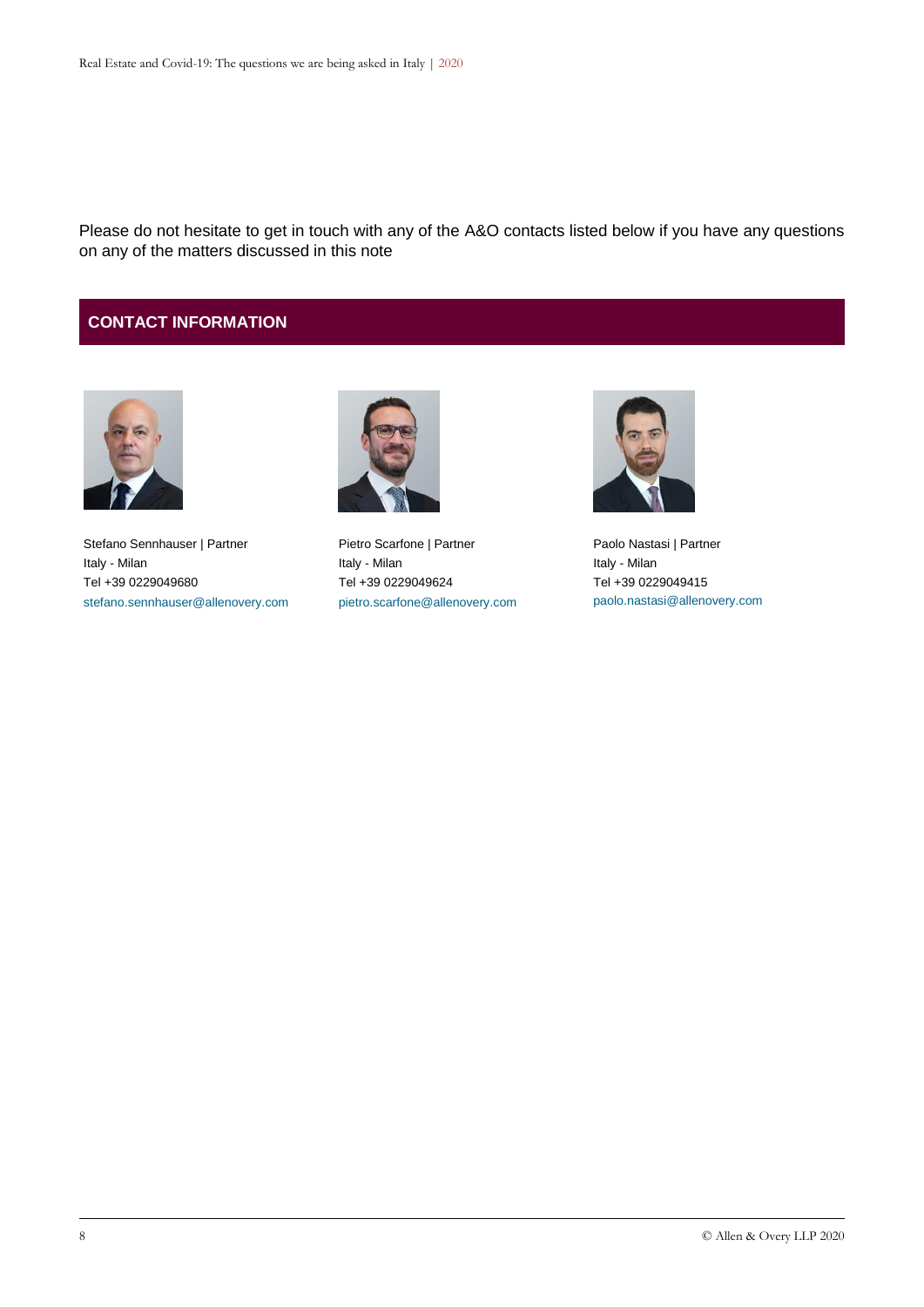Please do not hesitate to get in touch with any of the A&O contacts listed below if you have any questions on any of the matters discussed in this note

## CONTACT INFORMATION

Stefano Sennhauser | Partner
Italy - Milan
Tel +39 0229049680
stefano.sennhauser@allenovery.com

Pietro Scarfone | Partner
Italy - Milan
Tel +39 0229049624
pietro.scarfone@allenovery.com

Paolo Nastasi | Partner
Italy - Milan
Tel +39 0229049415
paolo.nastasi@allenovery.com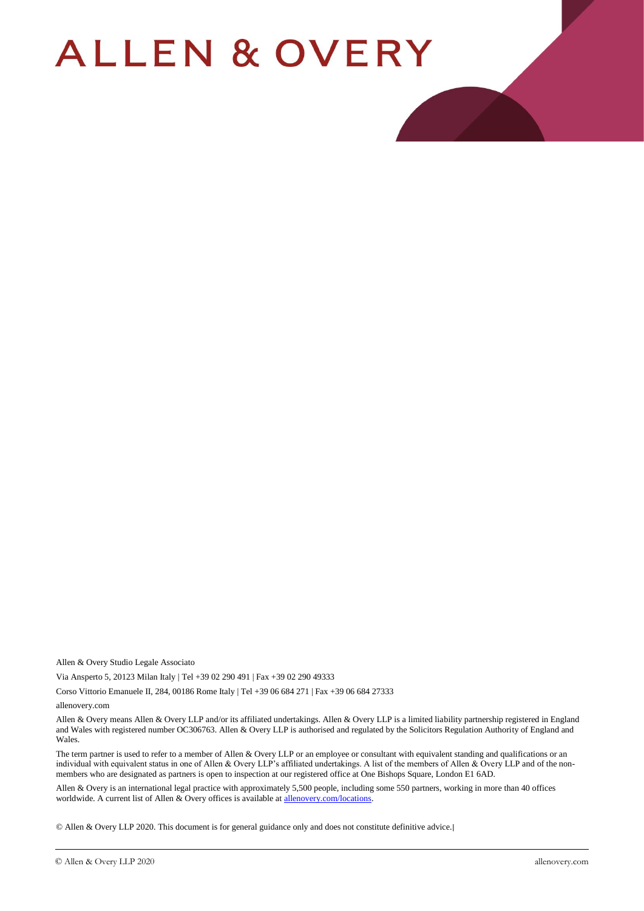# ALLEN & OVERY

Allen & Overy Studio Legale Associato

Via Ansperto 5, 20123 Milan Italy | Tel +39 02 290 491 | Fax +39 02 290 49333

Corso Vittorio Emanuele II, 284, 00186 Rome Italy | Tel +39 06 684 271 | Fax +39 06 684 27333

allenovery.com

Allen & Overy means Allen & Overy LLP and/or its affiliated undertakings. Allen & Overy LLP is a limited liability partnership registered in England and Wales with registered number OC306763. Allen & Overy LLP is authorised and regulated by the Solicitors Regulation Authority of England and Wales.

The term partner is used to refer to a member of Allen & Overy LLP or an employee or consultant with equivalent standing and qualifications or an individual with equivalent status in one of Allen & Overy LLP's affiliated undertakings. A list of the members of Allen & Overy LLP and of the non-members who are designated as partners is open to inspection at our registered office at One Bishops Square, London E1 6AD.

Allen & Overy is an international legal practice with approximately 5,500 people, including some 550 partners, working in more than 40 offices worldwide. A current list of Allen & Overy offices is available at allenovery.com/locations.

© Allen & Overy LLP 2020. This document is for general guidance only and does not constitute definitive advice.